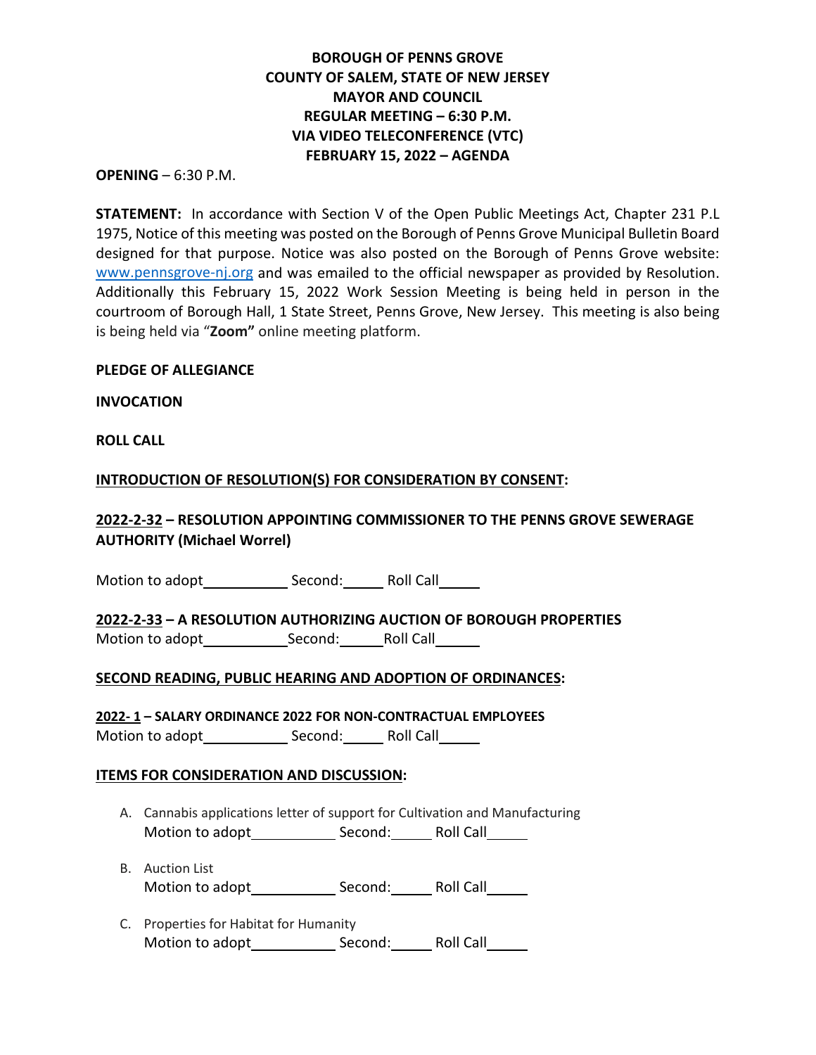# BOROUGH OF PENNS GROVE
# COUNTY OF SALEM, STATE OF NEW JERSEY
# MAYOR AND COUNCIL
# REGULAR MEETING – 6:30 P.M.
# VIA VIDEO TELECONFERENCE (VTC)
# FEBRUARY 15, 2022 – AGENDA

**OPENING** – 6:30 P.M.

**STATEMENT:** In accordance with Section V of the Open Public Meetings Act, Chapter 231 P.L 1975, Notice of this meeting was posted on the Borough of Penns Grove Municipal Bulletin Board designed for that purpose. Notice was also posted on the Borough of Penns Grove website: www.pennsgrove-nj.org and was emailed to the official newspaper as provided by Resolution. Additionally this February 15, 2022 Work Session Meeting is being held in person in the courtroom of Borough Hall, 1 State Street, Penns Grove, New Jersey. This meeting is also being is being held via "**Zoom"** online meeting platform.

**PLEDGE OF ALLEGIANCE**

**INVOCATION**

**ROLL CALL**

**INTRODUCTION OF RESOLUTION(S) FOR CONSIDERATION BY CONSENT:**

**2022-2-32 – RESOLUTION APPOINTING COMMISSIONER TO THE PENNS GROVE SEWERAGE AUTHORITY (Michael Worrel)**

Motion to adopt___________ Second:_____ Roll Call_____

**2022-2-33 – A RESOLUTION AUTHORIZING AUCTION OF BOROUGH PROPERTIES**

Motion to adopt___________ Second:______ Roll Call______

**SECOND READING, PUBLIC HEARING AND ADOPTION OF ORDINANCES:**

**2022- 1 – SALARY ORDINANCE 2022 FOR NON-CONTRACTUAL EMPLOYEES**

Motion to adopt___________ Second:_____ Roll Call_____

**ITEMS FOR CONSIDERATION AND DISCUSSION:**

A. Cannabis applications letter of support for Cultivation and Manufacturing
   Motion to adopt___________ Second:_____ Roll Call_____

B. Auction List
   Motion to adopt___________ Second:_____ Roll Call_____

C. Properties for Habitat for Humanity
   Motion to adopt___________ Second:_____ Roll Call_____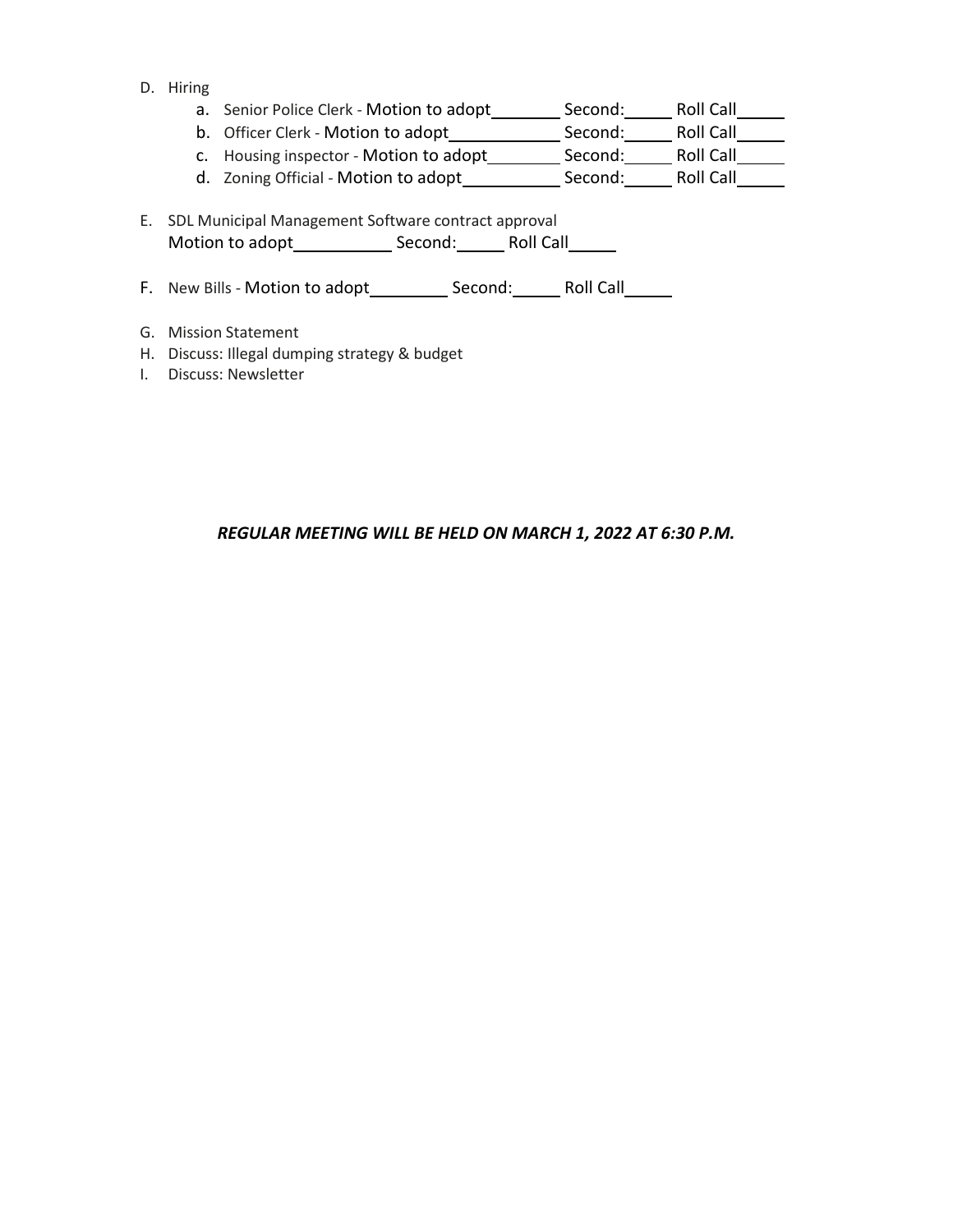D. Hiring
    a. Senior Police Clerk - Motion to adopt________ Second:_____ Roll Call_____
    b. Officer Clerk - Motion to adopt____________ Second:_____ Roll Call_____
    c. Housing inspector - Motion to adopt_________ Second:_____ Roll Call_____
    d. Zoning Official - Motion to adopt___________ Second:_____ Roll Call_____

E. SDL Municipal Management Software contract approval
   Motion to adopt___________ Second:_____ Roll Call_____

F. New Bills - Motion to adopt_________ Second:_____ Roll Call_____

G. Mission Statement

H. Discuss: Illegal dumping strategy & budget

I. Discuss: Newsletter

***REGULAR MEETING WILL BE HELD ON MARCH 1, 2022 AT 6:30 P.M.***